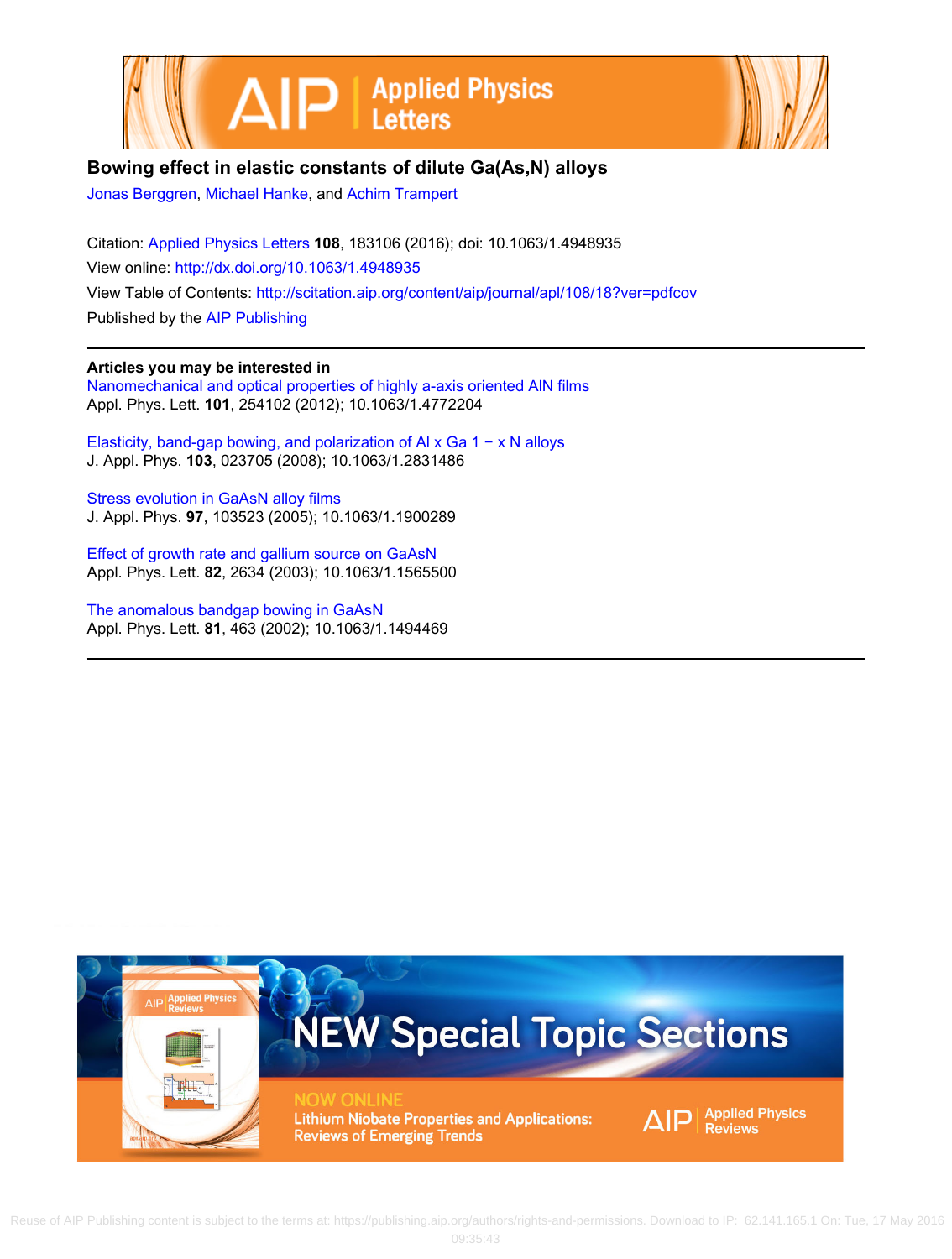# Bowing effect in elastic constants of dilute Ga(As,N) alloys

Jonas Berggren, Michael Hanke, and Achim Trampert

Citation: Applied Physics Letters **108**, 183106 (2016); doi: 10.1063/1.4948935

View online: http://dx.doi.org/10.1063/1.4948935

View Table of Contents: http://scitation.aip.org/content/aip/journal/apl/108/18?ver=pdfcov

Published by the AIP Publishing

## Articles you may be interested in

Nanomechanical and optical properties of highly a-axis oriented AlN films
Appl. Phys. Lett. **101**, 254102 (2012); 10.1063/1.4772204

Elasticity, band-gap bowing, and polarization of Al x Ga 1 − x N alloys
J. Appl. Phys. **103**, 023705 (2008); 10.1063/1.2831486

Stress evolution in GaAsN alloy films
J. Appl. Phys. **97**, 103523 (2005); 10.1063/1.1900289

Effect of growth rate and gallium source on GaAsN
Appl. Phys. Lett. **82**, 2634 (2003); 10.1063/1.1565500

The anomalous bandgap bowing in GaAsN
Appl. Phys. Lett. **81**, 463 (2002); 10.1063/1.1494469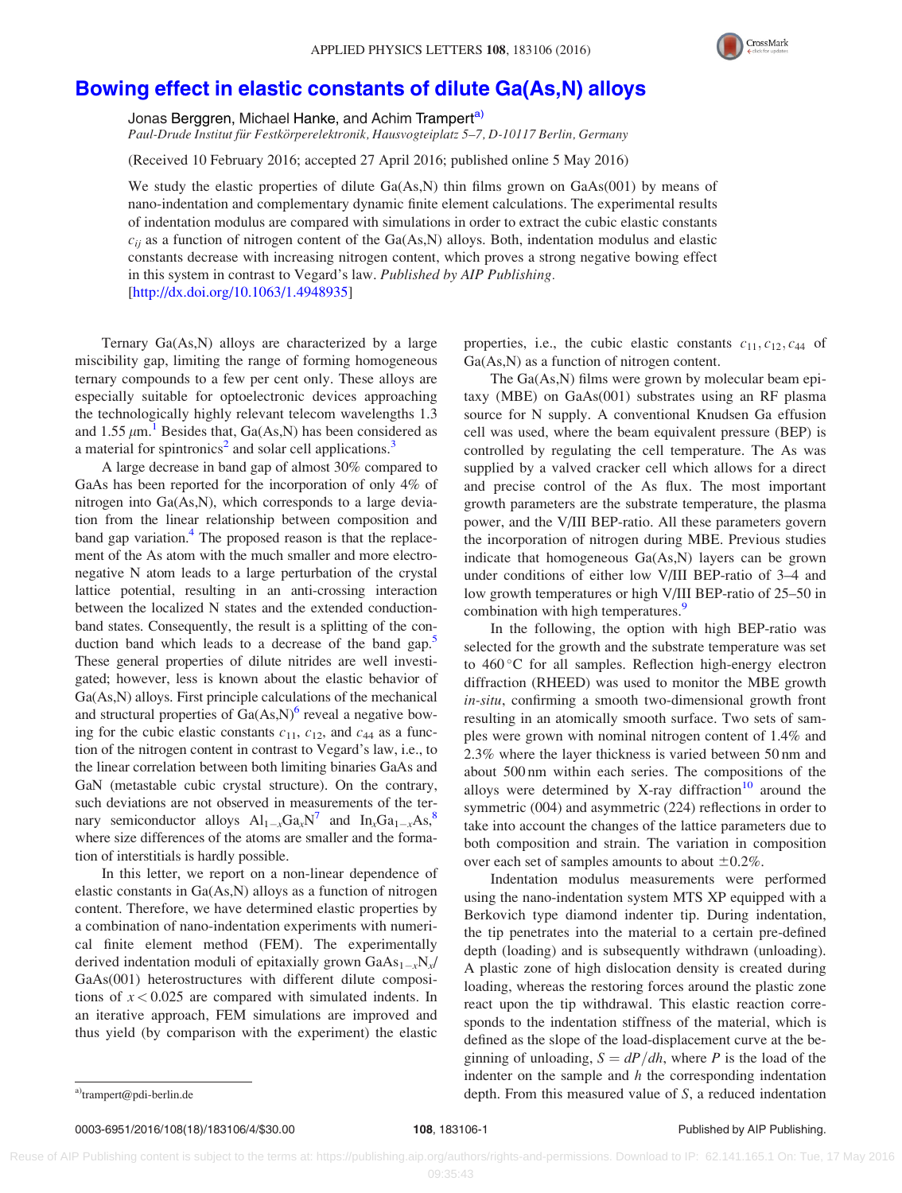# Bowing effect in elastic constants of dilute Ga(As,N) alloys

Jonas Berggren, Michael Hanke, and Achim Trampert[a)]

*Paul-Drude Institut für Festkörperelektronik, Hausvogteiplatz 5–7, D-10117 Berlin, Germany*

(Received 10 February 2016; accepted 27 April 2016; published online 5 May 2016)

We study the elastic properties of dilute Ga(As,N) thin films grown on GaAs(001) by means of nano-indentation and complementary dynamic finite element calculations. The experimental results of indentation modulus are compared with simulations in order to extract the cubic elastic constants $c_{ij}$ as a function of nitrogen content of the Ga(As,N) alloys. Both, indentation modulus and elastic constants decrease with increasing nitrogen content, which proves a strong negative bowing effect in this system in contrast to Vegard's law. *Published by AIP Publishing.* [http://dx.doi.org/10.1063/1.4948935]

Ternary Ga(As,N) alloys are characterized by a large miscibility gap, limiting the range of forming homogeneous ternary compounds to a few per cent only. These alloys are especially suitable for optoelectronic devices approaching the technologically highly relevant telecom wavelengths 1.3 and 1.55 $\mu$m.[1] Besides that, Ga(As,N) has been considered as a material for spintronics[2] and solar cell applications.[3]

A large decrease in band gap of almost 30% compared to GaAs has been reported for the incorporation of only 4% of nitrogen into Ga(As,N), which corresponds to a large deviation from the linear relationship between composition and band gap variation.[4] The proposed reason is that the replacement of the As atom with the much smaller and more electronegative N atom leads to a large perturbation of the crystal lattice potential, resulting in an anti-crossing interaction between the localized N states and the extended conduction-band states. Consequently, the result is a splitting of the conduction band which leads to a decrease of the band gap.[5] These general properties of dilute nitrides are well investigated; however, less is known about the elastic behavior of Ga(As,N) alloys. First principle calculations of the mechanical and structural properties of Ga(As,N)[6] reveal a negative bowing for the cubic elastic constants $c_{11}$, $c_{12}$, and $c_{44}$ as a function of the nitrogen content in contrast to Vegard's law, i.e., to the linear correlation between both limiting binaries GaAs and GaN (metastable cubic crystal structure). On the contrary, such deviations are not observed in measurements of the ternary semiconductor alloys $Al_{1-x}Ga_xN$[7] and $In_xGa_{1-x}As$,[8] where size differences of the atoms are smaller and the formation of interstitials is hardly possible.

In this letter, we report on a non-linear dependence of elastic constants in Ga(As,N) alloys as a function of nitrogen content. Therefore, we have determined elastic properties by a combination of nano-indentation experiments with numerical finite element method (FEM). The experimentally derived indentation moduli of epitaxially grown $GaAs_{1-x}N_x$/GaAs(001) heterostructures with different dilute compositions of $x < 0.025$ are compared with simulated indents. In an iterative approach, FEM simulations are improved and thus yield (by comparison with the experiment) the elastic properties, i.e., the cubic elastic constants $c_{11}, c_{12}, c_{44}$ of Ga(As,N) as a function of nitrogen content.

The Ga(As,N) films were grown by molecular beam epitaxy (MBE) on GaAs(001) substrates using an RF plasma source for N supply. A conventional Knudsen Ga effusion cell was used, where the beam equivalent pressure (BEP) is controlled by regulating the cell temperature. The As was supplied by a valved cracker cell which allows for a direct and precise control of the As flux. The most important growth parameters are the substrate temperature, the plasma power, and the V/III BEP-ratio. All these parameters govern the incorporation of nitrogen during MBE. Previous studies indicate that homogeneous Ga(As,N) layers can be grown under conditions of either low V/III BEP-ratio of 3–4 and low growth temperatures or high V/III BEP-ratio of 25–50 in combination with high temperatures.[9]

In the following, the option with high BEP-ratio was selected for the growth and the substrate temperature was set to 460 °C for all samples. Reflection high-energy electron diffraction (RHEED) was used to monitor the MBE growth *in-situ*, confirming a smooth two-dimensional growth front resulting in an atomically smooth surface. Two sets of samples were grown with nominal nitrogen content of 1.4% and 2.3% where the layer thickness is varied between 50 nm and about 500 nm within each series. The compositions of the alloys were determined by X-ray diffraction[10] around the symmetric (004) and asymmetric (224) reflections in order to take into account the changes of the lattice parameters due to both composition and strain. The variation in composition over each set of samples amounts to about ±0.2%.

Indentation modulus measurements were performed using the nano-indentation system MTS XP equipped with a Berkovich type diamond indenter tip. During indentation, the tip penetrates into the material to a certain pre-defined depth (loading) and is subsequently withdrawn (unloading). A plastic zone of high dislocation density is created during loading, whereas the restoring forces around the plastic zone react upon the tip withdrawal. This elastic reaction corresponds to the indentation stiffness of the material, which is defined as the slope of the load-displacement curve at the beginning of unloading, $S = dP/dh$, where $P$ is the load of the indenter on the sample and $h$ the corresponding indentation depth. From this measured value of $S$, a reduced indentation

a)trampert@pdi-berlin.de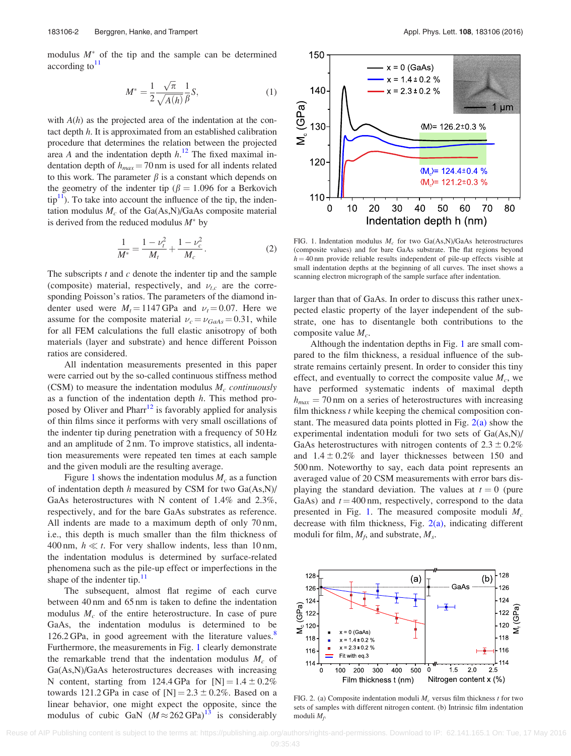modulus $M^*$ of the tip and the sample can be determined according to[11]

$$M^* = \frac{1}{2}\frac{\sqrt{\pi}}{\sqrt{A(h)}}\frac{1}{\beta}S, \tag{1}$$

with $A(h)$ as the projected area of the indentation at the contact depth $h$. It is approximated from an established calibration procedure that determines the relation between the projected area $A$ and the indentation depth $h$.[12] The fixed maximal indentation depth of $h_{max} = 70\,\text{nm}$ is used for all indents related to this work. The parameter $\beta$ is a constant which depends on the geometry of the indenter tip ($\beta = 1.096$ for a Berkovich tip[11]). To take into account the influence of the tip, the indentation modulus $M_c$ of the Ga(As,N)/GaAs composite material is derived from the reduced modulus $M^*$ by

$$\frac{1}{M^*} = \frac{1-\nu_t^2}{M_t} + \frac{1-\nu_c^2}{M_c}. \tag{2}$$

The subscripts $t$ and $c$ denote the indenter tip and the sample (composite) material, respectively, and $\nu_{t,c}$ are the corresponding Poisson's ratios. The parameters of the diamond indenter used were $M_t = 1147\,\text{GPa}$ and $\nu_t = 0.07$. Here we assume for the composite material $\nu_c = \nu_{GaAs} = 0.31$, while for all FEM calculations the full elastic anisotropy of both materials (layer and substrate) and hence different Poisson ratios are considered.

All indentation measurements presented in this paper were carried out by the so-called continuous stiffness method (CSM) to measure the indentation modulus $M_c$ *continuously* as a function of the indentation depth $h$. This method proposed by Oliver and Pharr[12] is favorably applied for analysis of thin films since it performs with very small oscillations of the indenter tip during penetration with a frequency of 50 Hz and an amplitude of 2 nm. To improve statistics, all indentation measurements were repeated ten times at each sample and the given moduli are the resulting average.

Figure 1 shows the indentation modulus $M_c$ as a function of indentation depth $h$ measured by CSM for two Ga(As,N)/GaAs heterostructures with N content of 1.4% and 2.3%, respectively, and for the bare GaAs substrates as reference. All indents are made to a maximum depth of only 70 nm, i.e., this depth is much smaller than the film thickness of 400 nm, $h \ll t$. For very shallow indents, less than 10 nm, the indentation modulus is determined by surface-related phenomena such as the pile-up effect or imperfections in the shape of the indenter tip.[11]

The subsequent, almost flat regime of each curve between 40 nm and 65 nm is taken to define the indentation modulus $M_c$ of the entire heterostructure. In case of pure GaAs, the indentation modulus is determined to be 126.2 GPa, in good agreement with the literature values.[8] Furthermore, the measurements in Fig. 1 clearly demonstrate the remarkable trend that the indentation modulus $M_c$ of Ga(As,N)/GaAs heterostructures decreases with increasing N content, starting from 124.4 GPa for [N] = 1.4 ± 0.2% towards 121.2 GPa in case of [N] = 2.3 ± 0.2%. Based on a linear behavior, one might expect the opposite, since the modulus of cubic GaN ($M \approx 262\,\text{GPa}$)[13] is considerably larger than that of GaAs. In order to discuss this rather unexpected elastic property of the layer independent of the substrate, one has to disentangle both contributions to the composite value $M_c$.

FIG. 1. Indentation modulus $M_c$ for two Ga(As,N)/GaAs heterostructures (composite values) and for bare GaAs substrate. The flat regions beyond $h = 40\,\text{nm}$ provide reliable results independent of pile-up effects visible at small indentation depths at the beginning of all curves. The inset shows a scanning electron micrograph of the sample surface after indentation.

Although the indentation depths in Fig. 1 are small compared to the film thickness, a residual influence of the substrate remains certainly present. In order to consider this tiny effect, and eventually to correct the composite value $M_c$, we have performed systematic indents of maximal depth $h_{max} = 70\,\text{nm}$ on a series of heterostructures with increasing film thickness $t$ while keeping the chemical composition constant. The measured data points plotted in Fig. 2(a) show the experimental indentation moduli for two sets of Ga(As,N)/GaAs heterostructures with nitrogen contents of 2.3 ± 0.2% and 1.4 ± 0.2% and layer thicknesses between 150 and 500 nm. Noteworthy to say, each data point represents an averaged value of 20 CSM measurements with error bars displaying the standard deviation. The values at $t = 0$ (pure GaAs) and $t = 400\,\text{nm}$, respectively, correspond to the data presented in Fig. 1. The measured composite moduli $M_c$ decrease with film thickness, Fig. 2(a), indicating different moduli for film, $M_f$, and substrate, $M_s$.

FIG. 2. (a) Composite indentation moduli $M_c$ versus film thickness $t$ for two sets of samples with different nitrogen content. (b) Intrinsic film indentation moduli $M_f$.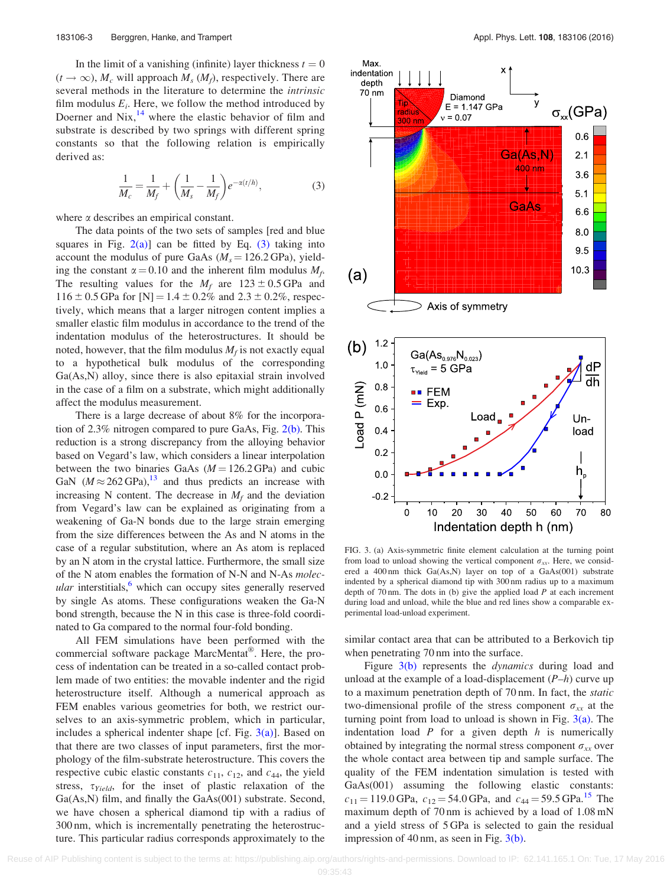In the limit of a vanishing (infinite) layer thickness $t = 0$ ($t \to \infty$), $M_c$ will approach $M_s$ ($M_f$), respectively. There are several methods in the literature to determine the *intrinsic* film modulus $E_i$. Here, we follow the method introduced by Doerner and Nix,[14] where the elastic behavior of film and substrate is described by two springs with different spring constants so that the following relation is empirically derived as:

$$\frac{1}{M_c} = \frac{1}{M_f} + \left(\frac{1}{M_s} - \frac{1}{M_f}\right) e^{-\alpha(t/h)}, \tag{3}$$

where $\alpha$ describes an empirical constant.

The data points of the two sets of samples [red and blue squares in Fig. 2(a)] can be fitted by Eq. (3) taking into account the modulus of pure GaAs ($M_s = 126.2$ GPa), yielding the constant $\alpha = 0.10$ and the inherent film modulus $M_f$. The resulting values for the $M_f$ are $123 \pm 0.5$ GPa and $116 \pm 0.5$ GPa for [N] $= 1.4 \pm 0.2\%$ and $2.3 \pm 0.2\%$, respectively, which means that a larger nitrogen content implies a smaller elastic film modulus in accordance to the trend of the indentation modulus of the heterostructures. It should be noted, however, that the film modulus $M_f$ is not exactly equal to a hypothetical bulk modulus of the corresponding Ga(As,N) alloy, since there is also epitaxial strain involved in the case of a film on a substrate, which might additionally affect the modulus measurement.

There is a large decrease of about 8% for the incorporation of 2.3% nitrogen compared to pure GaAs, Fig. 2(b). This reduction is a strong discrepancy from the alloying behavior based on Vegard's law, which considers a linear interpolation between the two binaries GaAs ($M = 126.2$ GPa) and cubic GaN ($M \approx 262$ GPa),[13] and thus predicts an increase with increasing N content. The decrease in $M_f$ and the deviation from Vegard's law can be explained as originating from a weakening of Ga-N bonds due to the large strain emerging from the size differences between the As and N atoms in the case of a regular substitution, where an As atom is replaced by an N atom in the crystal lattice. Furthermore, the small size of the N atom enables the formation of N-N and N-As *molecular* interstitials,[6] which can occupy sites generally reserved by single As atoms. These configurations weaken the Ga-N bond strength, because the N in this case is three-fold coordinated to Ga compared to the normal four-fold bonding.

All FEM simulations have been performed with the commercial software package MarcMentat®. Here, the process of indentation can be treated in a so-called contact problem made of two entities: the movable indenter and the rigid heterostructure itself. Although a numerical approach as FEM enables various geometries for both, we restrict ourselves to an axis-symmetric problem, which in particular, includes a spherical indenter shape [cf. Fig. 3(a)]. Based on that there are two classes of input parameters, first the morphology of the film-substrate heterostructure. This covers the respective cubic elastic constants $c_{11}$, $c_{12}$, and $c_{44}$, the yield stress, $\tau_{Yield}$, for the inset of plastic relaxation of the Ga(As,N) film, and finally the GaAs(001) substrate. Second, we have chosen a spherical diamond tip with a radius of 300 nm, which is incrementally penetrating the heterostructure. This particular radius corresponds approximately to the similar contact area that can be attributed to a Berkovich tip when penetrating 70 nm into the surface.

FIG. 3. (a) Axis-symmetric finite element calculation at the turning point from load to unload showing the vertical component $\sigma_{xx}$. Here, we considered a 400 nm thick Ga(As,N) layer on top of a GaAs(001) substrate indented by a spherical diamond tip with 300 nm radius up to a maximum depth of 70 nm. The dots in (b) give the applied load $P$ at each increment during load and unload, while the blue and red lines show a comparable experimental load-unload experiment.

Figure 3(b) represents the *dynamics* during load and unload at the example of a load-displacement ($P$–$h$) curve up to a maximum penetration depth of 70 nm. In fact, the *static* two-dimensional profile of the stress component $\sigma_{xx}$ at the turning point from load to unload is shown in Fig. 3(a). The indentation load $P$ for a given depth $h$ is numerically obtained by integrating the normal stress component $\sigma_{xx}$ over the whole contact area between tip and sample surface. The quality of the FEM indentation simulation is tested with GaAs(001) assuming the following elastic constants: $c_{11} = 119.0$ GPa, $c_{12} = 54.0$ GPa, and $c_{44} = 59.5$ GPa.[15] The maximum depth of 70 nm is achieved by a load of 1.08 mN and a yield stress of 5 GPa is selected to gain the residual impression of 40 nm, as seen in Fig. 3(b).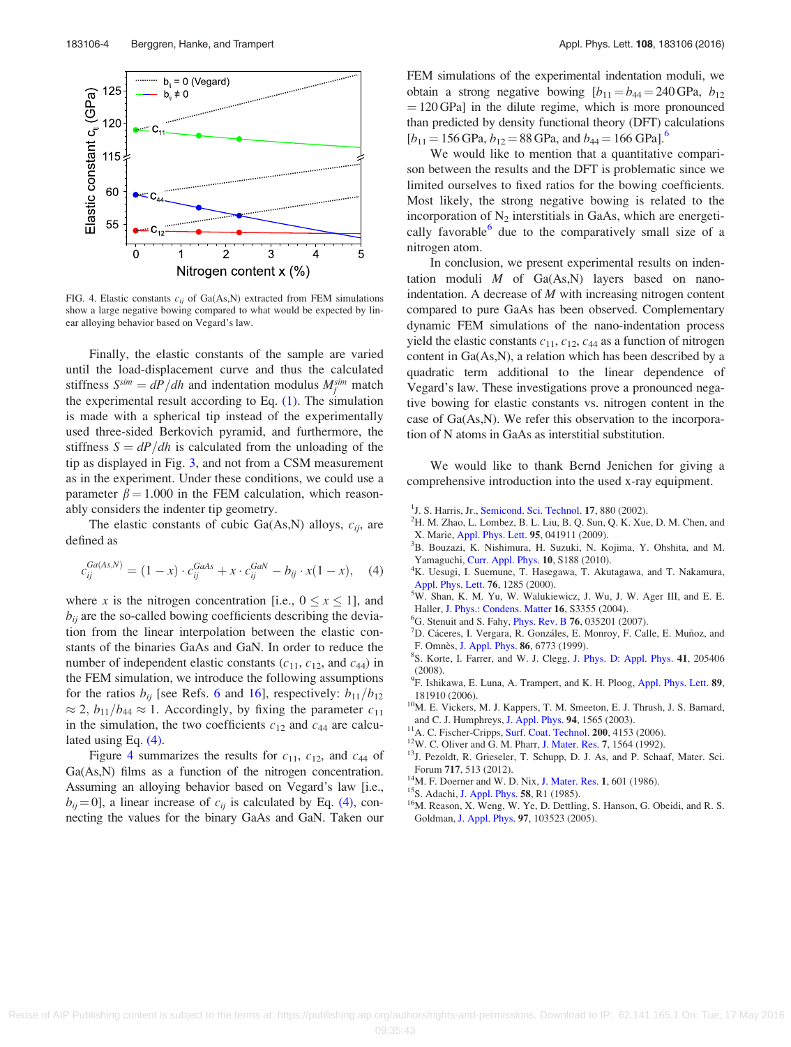$b_{ij}$ = 0 (Vegard)
$b_{ij}$ ≠ 0

Elastic constant $c_{ij}$ (GPa)

125
120
115
60
55

$C_{11}$
$C_{44}$
$C_{12}$

0 1 2 3 4 5

Nitrogen content x (%)

FIG. 4. Elastic constants $c_{ij}$ of Ga(As,N) extracted from FEM simulations show a large negative bowing compared to what would be expected by linear alloying behavior based on Vegard's law.

Finally, the elastic constants of the sample are varied until the load-displacement curve and thus the calculated stiffness $S^{sim} = dP/dh$ and indentation modulus $M_f^{sim}$ match the experimental result according to Eq. (1). The simulation is made with a spherical tip instead of the experimentally used three-sided Berkovich pyramid, and furthermore, the stiffness $S = dP/dh$ is calculated from the unloading of the tip as displayed in Fig. 3, and not from a CSM measurement as in the experiment. Under these conditions, we could use a parameter $\beta = 1.000$ in the FEM calculation, which reasonably considers the indenter tip geometry.

The elastic constants of cubic Ga(As,N) alloys, $c_{ij}$, are defined as

$$c_{ij}^{Ga(As,N)} = (1-x) \cdot c_{ij}^{GaAs} + x \cdot c_{ij}^{GaN} - b_{ij} \cdot x(1-x), \quad (4)$$

where $x$ is the nitrogen concentration [i.e., $0 \leq x \leq 1$], and $b_{ij}$ are the so-called bowing coefficients describing the deviation from the linear interpolation between the elastic constants of the binaries GaAs and GaN. In order to reduce the number of independent elastic constants ($c_{11}$, $c_{12}$, and $c_{44}$) in the FEM simulation, we introduce the following assumptions for the ratios $b_{ij}$ [see Refs. 6 and 16], respectively: $b_{11}/b_{12} \approx 2$, $b_{11}/b_{44} \approx 1$. Accordingly, by fixing the parameter $c_{11}$ in the simulation, the two coefficients $c_{12}$ and $c_{44}$ are calculated using Eq. (4).

Figure 4 summarizes the results for $c_{11}$, $c_{12}$, and $c_{44}$ of Ga(As,N) films as a function of the nitrogen concentration. Assuming an alloying behavior based on Vegard's law [i.e., $b_{ij} = 0$], a linear increase of $c_{ij}$ is calculated by Eq. (4), connecting the values for the binary GaAs and GaN. Taken our FEM simulations of the experimental indentation moduli, we obtain a strong negative bowing [$b_{11} = b_{44} = 240$ GPa, $b_{12} = 120$ GPa] in the dilute regime, which is more pronounced than predicted by density functional theory (DFT) calculations [$b_{11} = 156$ GPa, $b_{12} = 88$ GPa, and $b_{44} = 166$ GPa].[6]

We would like to mention that a quantitative comparison between the results and the DFT is problematic since we limited ourselves to fixed ratios for the bowing coefficients. Most likely, the strong negative bowing is related to the incorporation of $N_2$ interstitials in GaAs, which are energetically favorable[6] due to the comparatively small size of a nitrogen atom.

In conclusion, we present experimental results on indentation moduli $M$ of Ga(As,N) layers based on nano-indentation. A decrease of $M$ with increasing nitrogen content compared to pure GaAs has been observed. Complementary dynamic FEM simulations of the nano-indentation process yield the elastic constants $c_{11}$, $c_{12}$, $c_{44}$ as a function of nitrogen content in Ga(As,N), a relation which has been described by a quadratic term additional to the linear dependence of Vegard's law. These investigations prove a pronounced negative bowing for elastic constants vs. nitrogen content in the case of Ga(As,N). We refer this observation to the incorporation of N atoms in GaAs as interstitial substitution.

We would like to thank Bernd Jenichen for giving a comprehensive introduction into the used x-ray equipment.

[1] J. S. Harris, Jr., Semicond. Sci. Technol. **17**, 880 (2002).
[2] H. M. Zhao, L. Lombez, B. L. Liu, B. Q. Sun, Q. K. Xue, D. M. Chen, and X. Marie, Appl. Phys. Lett. **95**, 041911 (2009).
[3] B. Bouzazi, K. Nishimura, H. Suzuki, N. Kojima, Y. Ohshita, and M. Yamaguchi, Curr. Appl. Phys. **10**, S188 (2010).
[4] K. Uesugi, I. Suemune, T. Hasegawa, T. Akutagawa, and T. Nakamura, Appl. Phys. Lett. **76**, 1285 (2000).
[5] W. Shan, K. M. Yu, W. Walukiewicz, J. Wu, J. W. Ager III, and E. E. Haller, J. Phys.: Condens. Matter **16**, S3355 (2004).
[6] G. Stenuit and S. Fahy, Phys. Rev. B **76**, 035201 (2007).
[7] D. Cáceres, I. Vergara, R. Gonzáles, E. Monroy, F. Calle, E. Muñoz, and F. Omnès, J. Appl. Phys. **86**, 6773 (1999).
[8] S. Korte, I. Farrer, and W. J. Clegg, J. Phys. D: Appl. Phys. **41**, 205406 (2008).
[9] F. Ishikawa, E. Luna, A. Trampert, and K. H. Ploog, Appl. Phys. Lett. **89**, 181910 (2006).
[10] M. E. Vickers, M. J. Kappers, T. M. Smeeton, E. J. Thrush, J. S. Barnard, and C. J. Humphreys, J. Appl. Phys. **94**, 1565 (2003).
[11] A. C. Fischer-Cripps, Surf. Coat. Technol. **200**, 4153 (2006).
[12] W. C. Oliver and G. M. Pharr, J. Mater. Res. **7**, 1564 (1992).
[13] J. Pezoldt, R. Grieseler, T. Schupp, D. J. As, and P. Schaaf, Mater. Sci. Forum **717**, 513 (2012).
[14] M. F. Doerner and W. D. Nix, J. Mater. Res. **1**, 601 (1986).
[15] S. Adachi, J. Appl. Phys. **58**, R1 (1985).
[16] M. Reason, X. Weng, W. Ye, D. Dettling, S. Hanson, G. Obeidi, and R. S. Goldman, J. Appl. Phys. **97**, 103523 (2005).